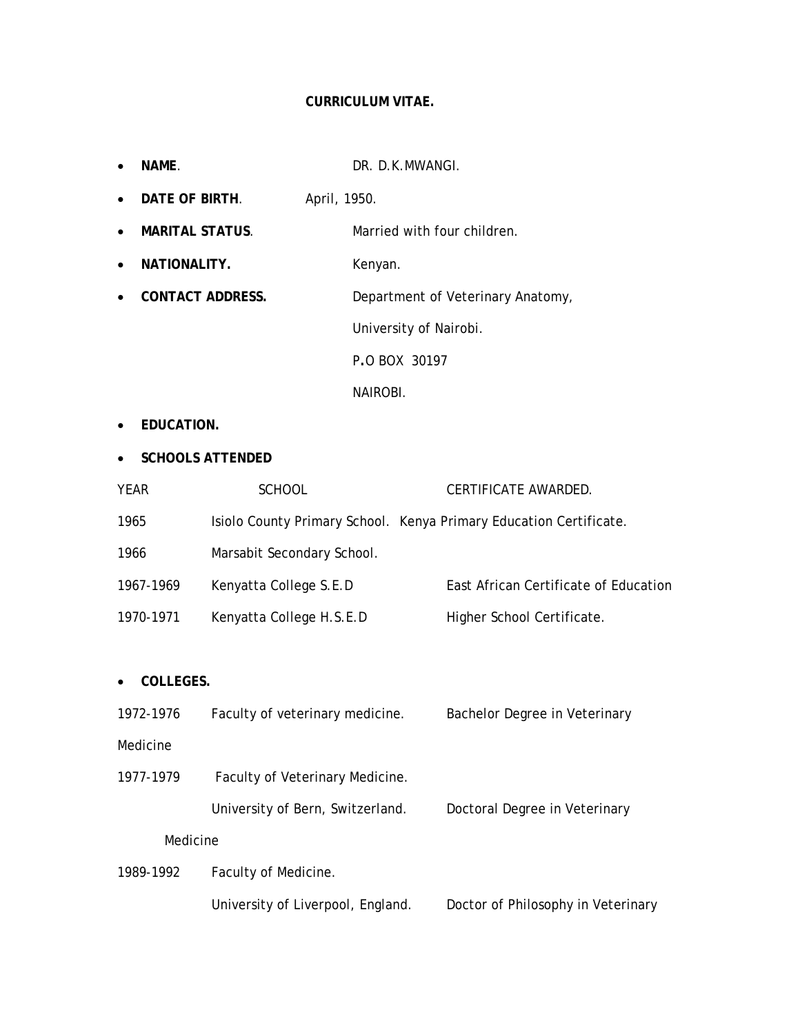# CURRICULUM VITAE.

- **NAME**. DR. D.K.MWANGI.
- **DATE OF BIRTH**. April, 1950.
- **MARITAL STATUS**. Married with four children.
- **NATIONALITY.** Kenyan.
- **CONTACT ADDRESS.** Department of Veterinary Anatomy,
  University of Nairobi.
  P.O BOX 30197
  NAIROBI.

- **EDUCATION.**
- **SCHOOLS ATTENDED**

| YEAR | SCHOOL | CERTIFICATE AWARDED. |
|---|---|---|
| 1965 | Isiolo County Primary School. | Kenya Primary Education Certificate. |
| 1966 | Marsabit Secondary School. | |
| 1967-1969 | Kenyatta College S.E.D | East African Certificate of Education |
| 1970-1971 | Kenyatta College H.S.E.D | Higher School Certificate. |

- **COLLEGES.**

| | | |
|---|---|---|
| 1972-1976 | Faculty of veterinary medicine. | Bachelor Degree in Veterinary Medicine |
| 1977-1979 | Faculty of Veterinary Medicine. University of Bern, Switzerland. | Doctoral Degree in Veterinary Medicine |
| 1989-1992 | Faculty of Medicine. University of Liverpool, England. | Doctor of Philosophy in Veterinary |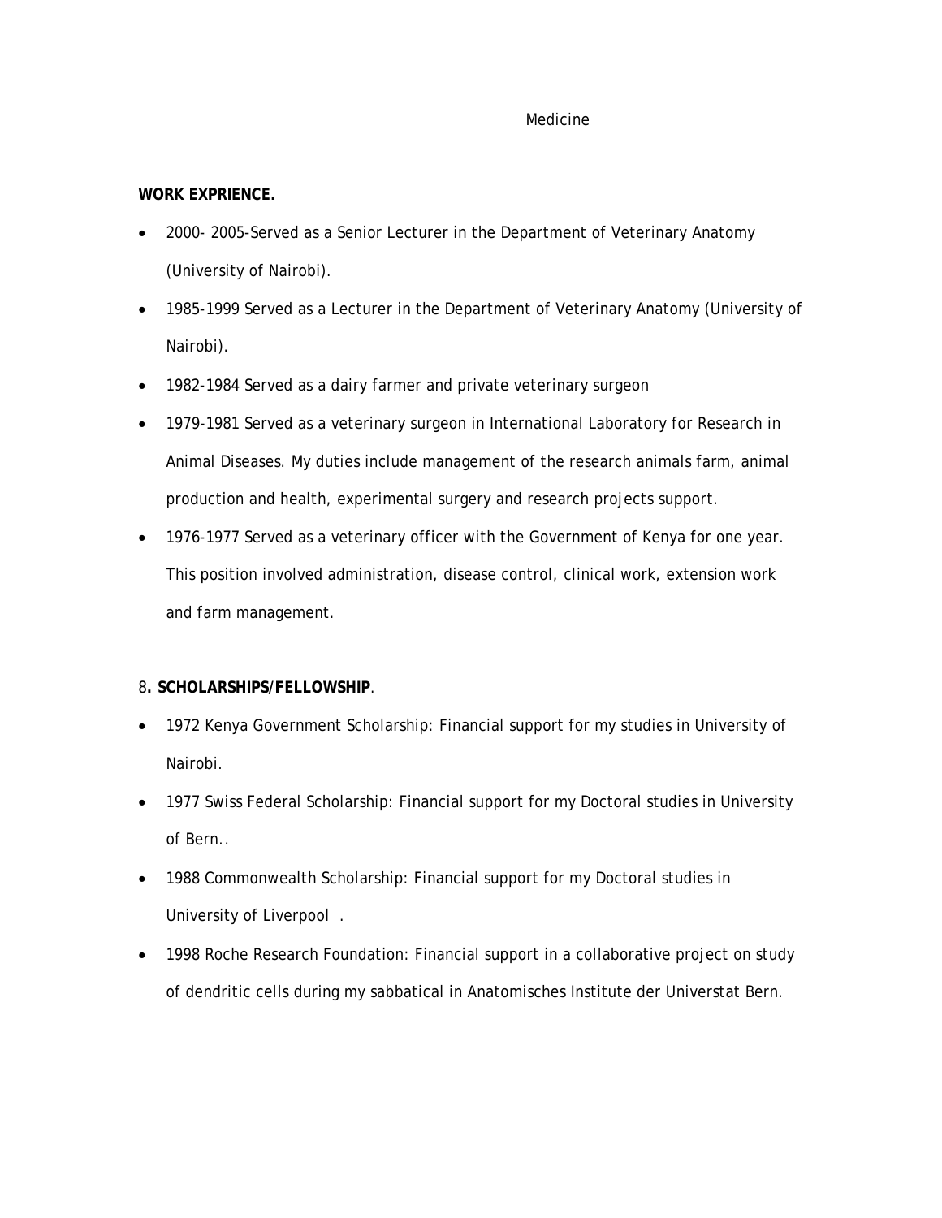Medicine

**WORK EXPRIENCE.**

- 2000- 2005-Served as a Senior Lecturer in the Department of Veterinary Anatomy (University of Nairobi).
- 1985-1999 Served as a Lecturer in the Department of Veterinary Anatomy (University of Nairobi).
- 1982-1984 Served as a dairy farmer and private veterinary surgeon
- 1979-1981 Served as a veterinary surgeon in International Laboratory for Research in Animal Diseases. My duties include management of the research animals farm, animal production and health, experimental surgery and research projects support.
- 1976-1977 Served as a veterinary officer with the Government of Kenya for one year. This position involved administration, disease control, clinical work, extension work and farm management.

8**. SCHOLARSHIPS/FELLOWSHIP**.

- 1972 Kenya Government Scholarship: Financial support for my studies in University of Nairobi.
- 1977 Swiss Federal Scholarship: Financial support for my Doctoral studies in University of Bern..
- 1988 Commonwealth Scholarship: Financial support for my Doctoral studies in University of Liverpool .
- 1998 Roche Research Foundation: Financial support in a collaborative project on study of dendritic cells during my sabbatical in Anatomisches Institute der Universtat Bern.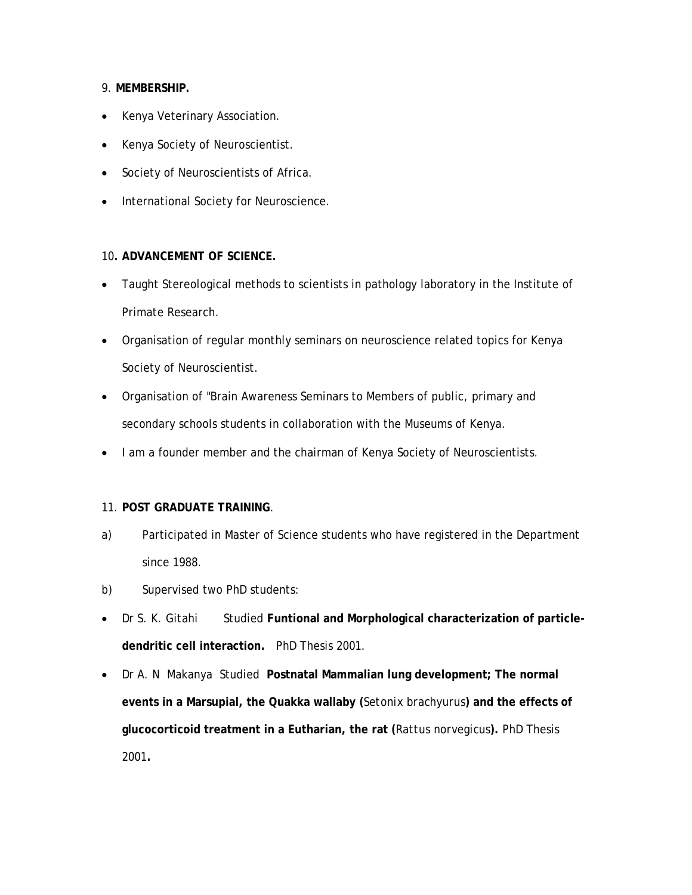9. **MEMBERSHIP.**

- Kenya Veterinary Association.
- Kenya Society of Neuroscientist.
- Society of Neuroscientists of Africa.
- International Society for Neuroscience.

10**. ADVANCEMENT OF SCIENCE.**

- Taught Stereological methods to scientists in pathology laboratory in the Institute of Primate Research.
- Organisation of regular monthly seminars on neuroscience related topics for Kenya Society of Neuroscientist.
- Organisation of "Brain Awareness Seminars to Members of public, primary and secondary schools students in collaboration with the Museums of Kenya.
- I am a founder member and the chairman of Kenya Society of Neuroscientists.

11. **POST GRADUATE TRAINING**.

a) Participated in Master of Science students who have registered in the Department since 1988.

b) Supervised two PhD students:

- Dr S. K. Gitahi Studied **Funtional and Morphological characterization of particle-dendritic cell interaction.** PhD Thesis 2001.
- Dr A. N Makanya Studied **Postnatal Mammalian lung development; The normal events in a Marsupial, the Quakka wallaby (***Setonix brachyurus***) and the effects of glucocorticoid treatment in a Eutharian, the rat (***Rattus norvegicus***).** PhD Thesis 2001**.**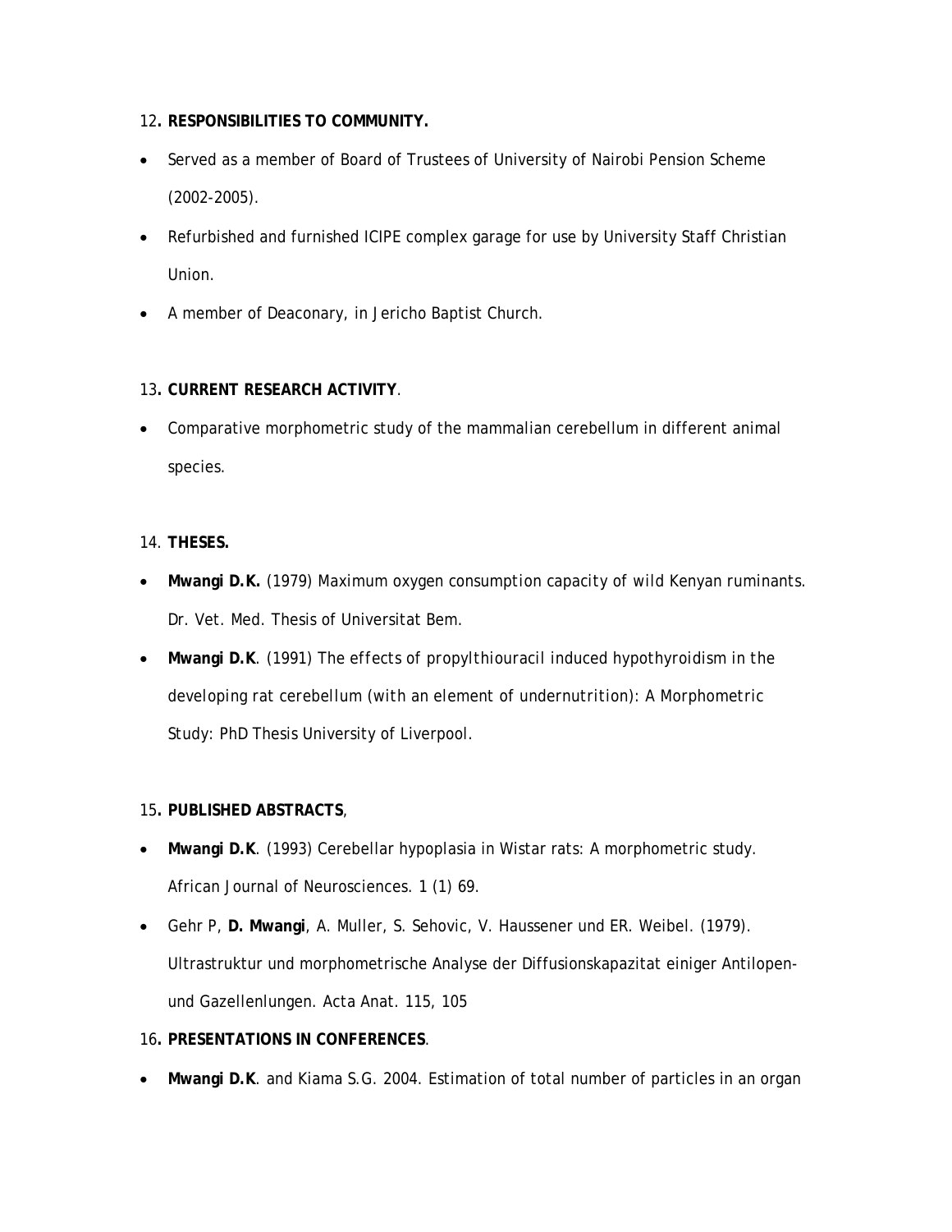12**. RESPONSIBILITIES TO COMMUNITY.**

- Served as a member of Board of Trustees of University of Nairobi Pension Scheme (2002-2005).
- Refurbished and furnished ICIPE complex garage for use by University Staff Christian Union.
- A member of Deaconary, in Jericho Baptist Church.

13**. CURRENT RESEARCH ACTIVITY**.

- Comparative morphometric study of the mammalian cerebellum in different animal species.

14. **THESES.**

- **Mwangi D.K.** (1979) *Maximum oxygen consumption capacity of wild Kenyan ruminants.* Dr. Vet. Med. Thesis of Universitat Bem.
- **Mwangi D.K**. (1991) *The effects of propylthiouracil induced hypothyroidism in the developing rat cerebellum (with an element of undernutrition): A Morphometric Study:* PhD Thesis University of Liverpool.

15**. PUBLISHED ABSTRACTS**,

- **Mwangi D.K**. (1993) Cerebellar hypoplasia in Wistar rats: A morphometric study. African Journal of Neurosciences. 1 (1) 69.
- Gehr P, **D. Mwangi**, A. Muller, S. Sehovic, V. Haussener und ER. Weibel. (1979). Ultrastruktur und morphometrische Analyse der Diffusionskapazitat einiger Antilopen- und Gazellenlungen. Acta Anat. 115, 105

16**. PRESENTATIONS IN CONFERENCES**.

- **Mwangi D.K**. and Kiama S.G. 2004. Estimation of total number of particles in an organ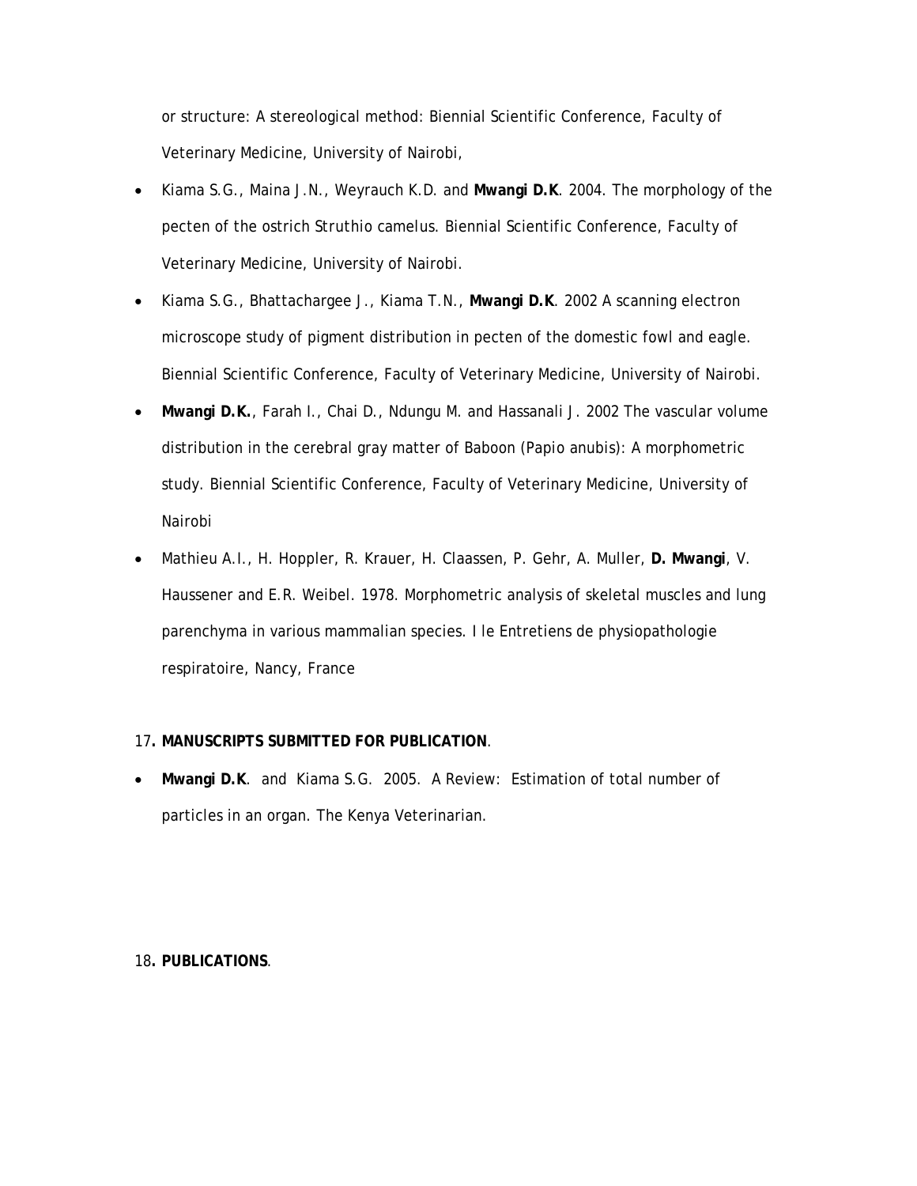or structure: A stereological method: Biennial Scientific Conference, Faculty of Veterinary Medicine, University of Nairobi,

- Kiama S.G., Maina J.N., Weyrauch K.D. and **Mwangi D.K**. 2004. The morphology of the pecten of the ostrich Struthio camelus. Biennial Scientific Conference, Faculty of Veterinary Medicine, University of Nairobi.
- Kiama S.G., Bhattachargee J., Kiama T.N., **Mwangi D.K**. 2002 A scanning electron microscope study of pigment distribution in pecten of the domestic fowl and eagle. Biennial Scientific Conference, Faculty of Veterinary Medicine, University of Nairobi.
- **Mwangi D.K.**, Farah I., Chai D., Ndungu M. and Hassanali J. 2002 The vascular volume distribution in the cerebral gray matter of Baboon (Papio anubis): A morphometric study. Biennial Scientific Conference, Faculty of Veterinary Medicine, University of Nairobi
- Mathieu A.I., H. Hoppler, R. Krauer, H. Claassen, P. Gehr, A. Muller, **D. Mwangi**, V. Haussener and E.R. Weibel. 1978. Morphometric analysis of skeletal muscles and lung parenchyma in various mammalian species. I le Entretiens de physiopathologie respiratoire, Nancy, France

17**. MANUSCRIPTS SUBMITTED FOR PUBLICATION**.

- **Mwangi D.K**. and Kiama S.G. 2005. A Review: Estimation of total number of particles in an organ. The Kenya Veterinarian.

18**. PUBLICATIONS**.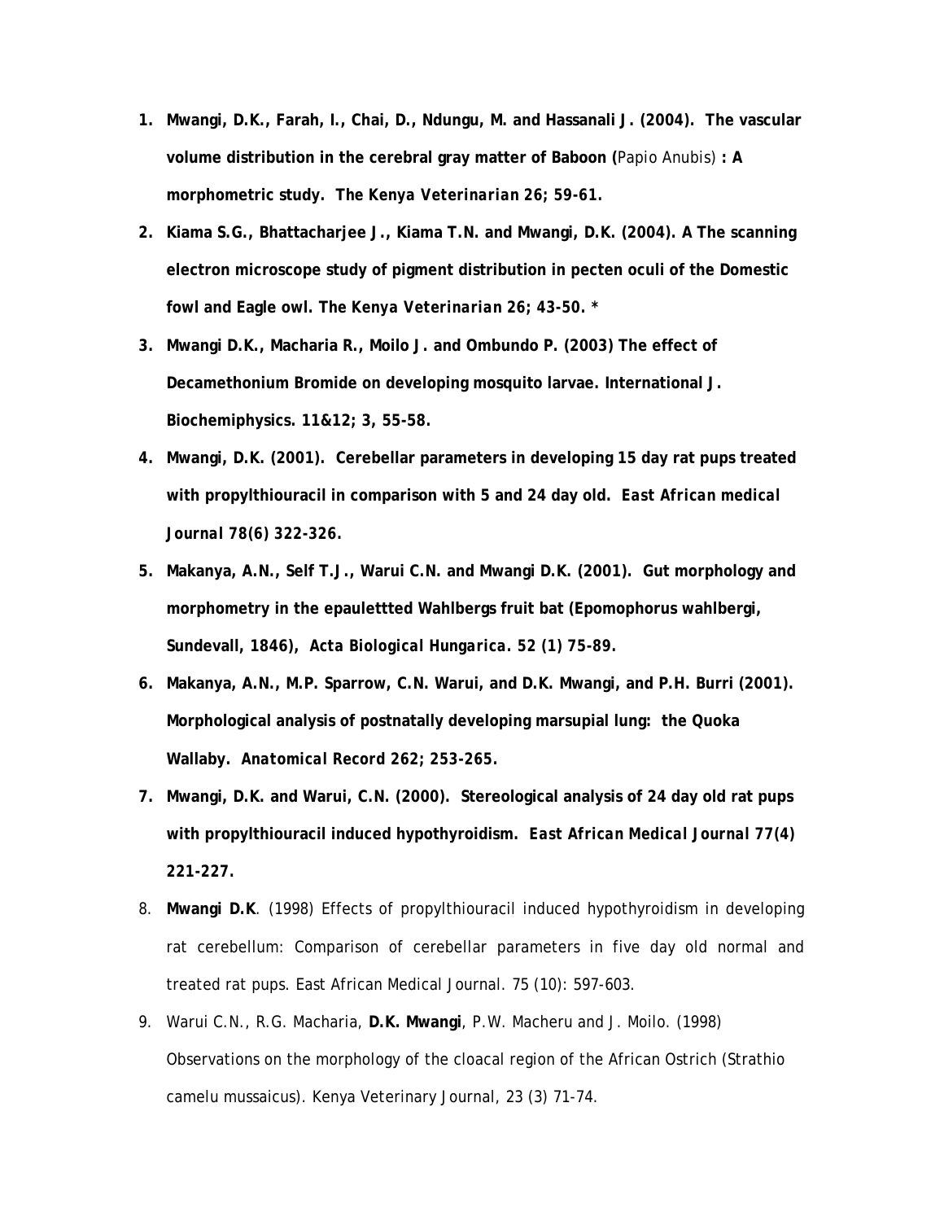1. **Mwangi, D.K., Farah, I., Chai, D., Ndungu, M. and Hassanali J. (2004). The vascular volume distribution in the cerebral gray matter of Baboon (**Papio Anubis**) : A morphometric study. *The Kenya Veterinarian* 26; 59-61.**

2. **Kiama S.G., Bhattacharjee J., Kiama T.N. and Mwangi, D.K. (2004). A The scanning electron microscope study of pigment distribution in pecten oculi of the Domestic fowl and Eagle owl. *The Kenya Veterinarian* 26; 43-50. ***

3. **Mwangi D.K., Macharia R., Moilo J. and Ombundo P. (2003) The effect of Decamethonium Bromide on developing mosquito larvae. International J. Biochemiphysics. 11&12; 3, 55-58.**

4. **Mwangi, D.K. (2001). Cerebellar parameters in developing 15 day rat pups treated with propylthiouracil in comparison with 5 and 24 day old. *East African medical Journal* 78(6) 322-326.**

5. **Makanya, A.N., Self T.J., Warui C.N. and Mwangi D.K. (2001). Gut morphology and morphometry in the epaulettted Wahlbergs fruit bat (Epomophorus wahlbergi, Sundevall, 1846), *Acta Biological Hungarica*. 52 (1) 75-89.**

6. **Makanya, A.N., M.P. Sparrow, C.N. Warui, and D.K. Mwangi, and P.H. Burri (2001). Morphological analysis of postnatally developing marsupial lung: the Quoka Wallaby. *Anatomical Record* 262; 253-265.**

7. **Mwangi, D.K. and Warui, C.N. (2000). Stereological analysis of 24 day old rat pups with propylthiouracil induced hypothyroidism. *East African Medical Journal* 77(4) 221-227.**

8. **Mwangi D.K**. (1998) Effects of propylthiouracil induced hypothyroidism in developing rat cerebellum: Comparison of cerebellar parameters in five day old normal and treated rat pups. East African Medical Journal. 75 (10): 597-603.

9. Warui C.N., R.G. Macharia, **D.K. Mwangi**, P.W. Macheru and J. Moilo. (1998) Observations on the morphology of the cloacal region of the African Ostrich (Strathio camelu mussaicus). Kenya Veterinary Journal, 23 (3) 71-74.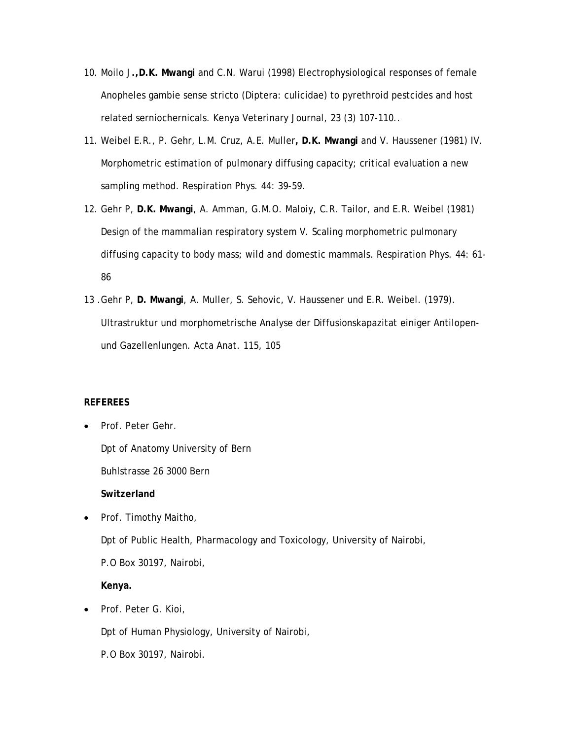10. Moilo J**.,D.K. Mwangi** and C.N. Warui (1998) Electrophysiological responses of female Anopheles gambie sense stricto (Diptera: culicidae) to pyrethroid pestcides and host related serniochernicals. Kenya Veterinary Journal, 23 (3) 107-110..
11. Weibel E.R., P. Gehr, L.M. Cruz, A.E. Muller**, D.K. Mwangi** and V. Haussener (1981) IV. Morphometric estimation of pulmonary diffusing capacity; critical evaluation a new sampling method. Respiration Phys. 44: 39-59.
12. Gehr P, **D.K. Mwangi**, A. Amman, G.M.O. Maloiy, C.R. Tailor, and E.R. Weibel (1981) Design of the mammalian respiratory system V. Scaling morphometric pulmonary diffusing capacity to body mass; wild and domestic mammals. Respiration Phys. 44: 61-86
13 .Gehr P, **D. Mwangi**, A. Muller, S. Sehovic, V. Haussener und E.R. Weibel. (1979). Ultrastruktur und morphometrische Analyse der Diffusionskapazitat einiger Antilopen- und Gazellenlungen. Acta Anat. 115, 105

**REFEREES**

- Prof. Peter Gehr.

  Dpt of Anatomy University of Bern

  Buhlstrasse 26 3000 Bern

  **Switzerland**

- Prof. Timothy Maitho,

  Dpt of Public Health, Pharmacology and Toxicology, University of Nairobi,

  P.O Box 30197, Nairobi,

  **Kenya.**

- Prof. Peter G. Kioi,

  Dpt of Human Physiology, University of Nairobi,

  P.O Box 30197, Nairobi.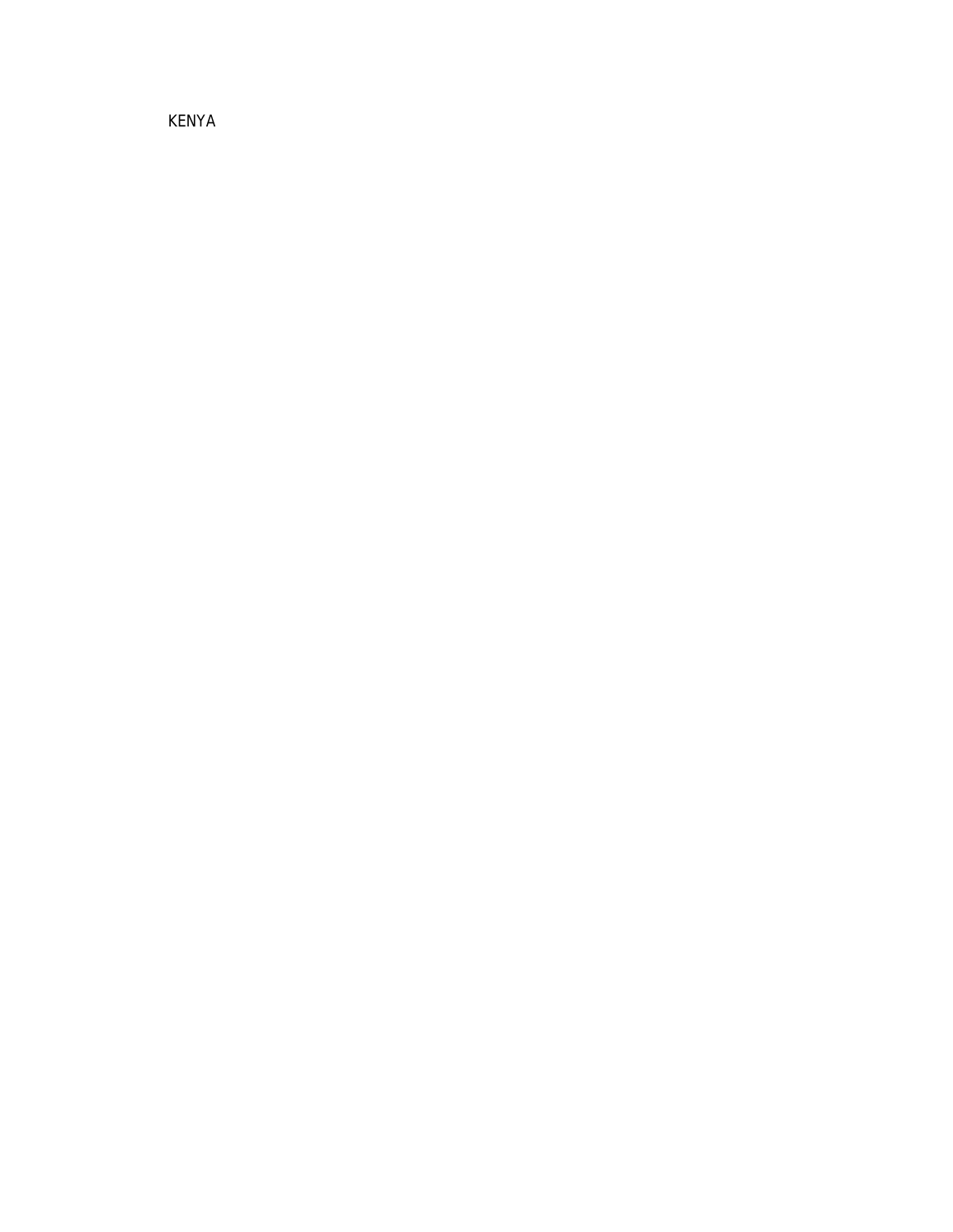KENYA